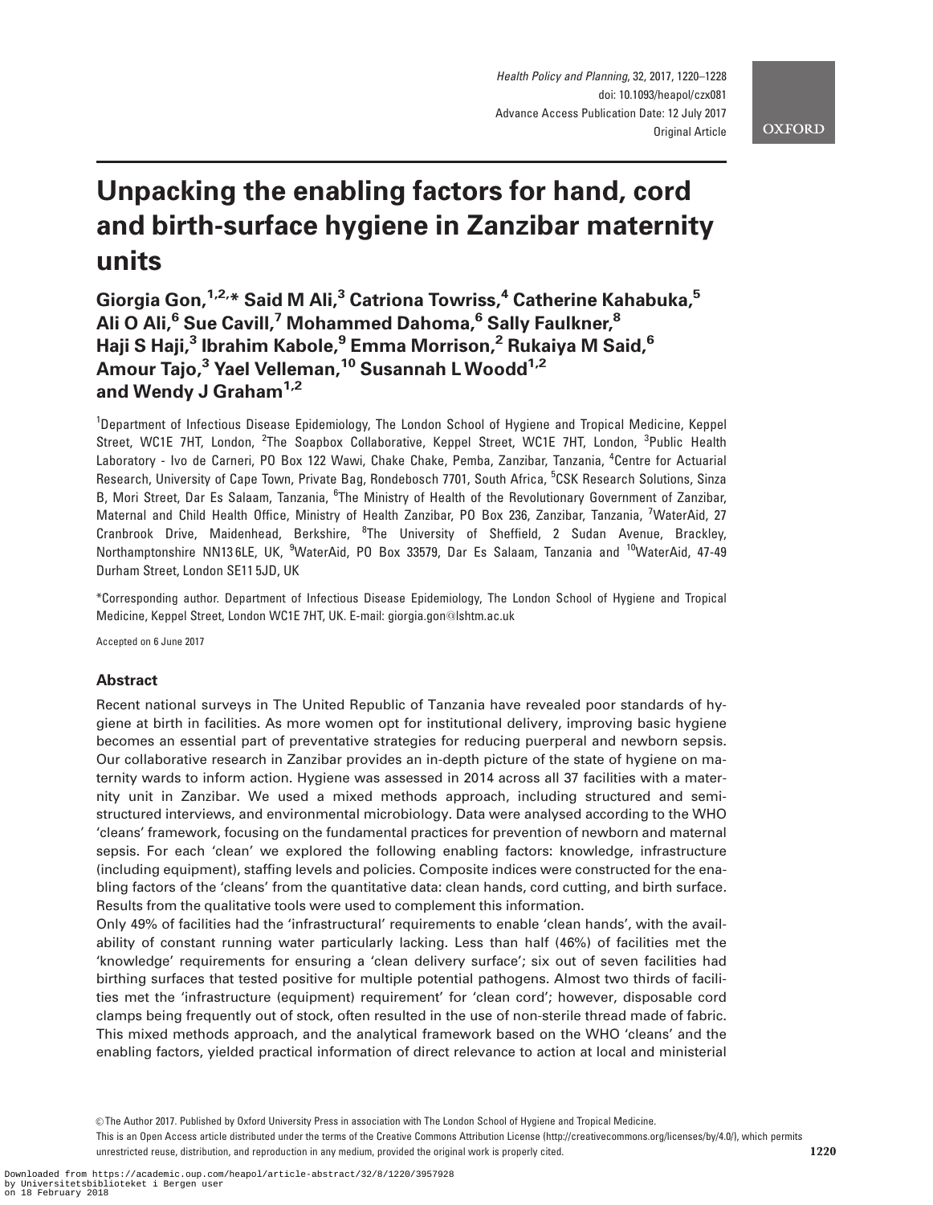# Unpacking the enabling factors for hand, cord and birth-surface hygiene in Zanzibar maternity units

**Giorgia Gon,[1,2,*] Said M Ali,[3] Catriona Towriss,[4] Catherine Kahabuka,[5] Ali O Ali,[6] Sue Cavill,[7] Mohammed Dahoma,[6] Sally Faulkner,[8] Haji S Haji,[3] Ibrahim Kabole,[9] Emma Morrison,[2] Rukaiya M Said,[6] Amour Tajo,[3] Yael Velleman,[10] Susannah L Woodd[1,2] and Wendy J Graham[1,2]**

[1]Department of Infectious Disease Epidemiology, The London School of Hygiene and Tropical Medicine, Keppel Street, WC1E 7HT, London, [2]The Soapbox Collaborative, Keppel Street, WC1E 7HT, London, [3]Public Health Laboratory - Ivo de Carneri, PO Box 122 Wawi, Chake Chake, Pemba, Zanzibar, Tanzania, [4]Centre for Actuarial Research, University of Cape Town, Private Bag, Rondebosch 7701, South Africa, [5]CSK Research Solutions, Sinza B, Mori Street, Dar Es Salaam, Tanzania, [6]The Ministry of Health of the Revolutionary Government of Zanzibar, Maternal and Child Health Office, Ministry of Health Zanzibar, PO Box 236, Zanzibar, Tanzania, [7]WaterAid, 27 Cranbrook Drive, Maidenhead, Berkshire, [8]The University of Sheffield, 2 Sudan Avenue, Brackley, Northamptonshire NN13 6LE, UK, [9]WaterAid, PO Box 33579, Dar Es Salaam, Tanzania and [10]WaterAid, 47-49 Durham Street, London SE11 5JD, UK

*Corresponding author. Department of Infectious Disease Epidemiology, The London School of Hygiene and Tropical Medicine, Keppel Street, London WC1E 7HT, UK. E-mail: giorgia.gon@lshtm.ac.uk

Accepted on 6 June 2017

## Abstract

Recent national surveys in The United Republic of Tanzania have revealed poor standards of hygiene at birth in facilities. As more women opt for institutional delivery, improving basic hygiene becomes an essential part of preventative strategies for reducing puerperal and newborn sepsis. Our collaborative research in Zanzibar provides an in-depth picture of the state of hygiene on maternity wards to inform action. Hygiene was assessed in 2014 across all 37 facilities with a maternity unit in Zanzibar. We used a mixed methods approach, including structured and semi-structured interviews, and environmental microbiology. Data were analysed according to the WHO 'cleans' framework, focusing on the fundamental practices for prevention of newborn and maternal sepsis. For each 'clean' we explored the following enabling factors: knowledge, infrastructure (including equipment), staffing levels and policies. Composite indices were constructed for the enabling factors of the 'cleans' from the quantitative data: clean hands, cord cutting, and birth surface. Results from the qualitative tools were used to complement this information.

Only 49% of facilities had the 'infrastructural' requirements to enable 'clean hands', with the availability of constant running water particularly lacking. Less than half (46%) of facilities met the 'knowledge' requirements for ensuring a 'clean delivery surface'; six out of seven facilities had birthing surfaces that tested positive for multiple potential pathogens. Almost two thirds of facilities met the 'infrastructure (equipment) requirement' for 'clean cord'; however, disposable cord clamps being frequently out of stock, often resulted in the use of non-sterile thread made of fabric. This mixed methods approach, and the analytical framework based on the WHO 'cleans' and the enabling factors, yielded practical information of direct relevance to action at local and ministerial

© The Author 2017. Published by Oxford University Press in association with The London School of Hygiene and Tropical Medicine.
This is an Open Access article distributed under the terms of the Creative Commons Attribution License (http://creativecommons.org/licenses/by/4.0/), which permits unrestricted reuse, distribution, and reproduction in any medium, provided the original work is properly cited.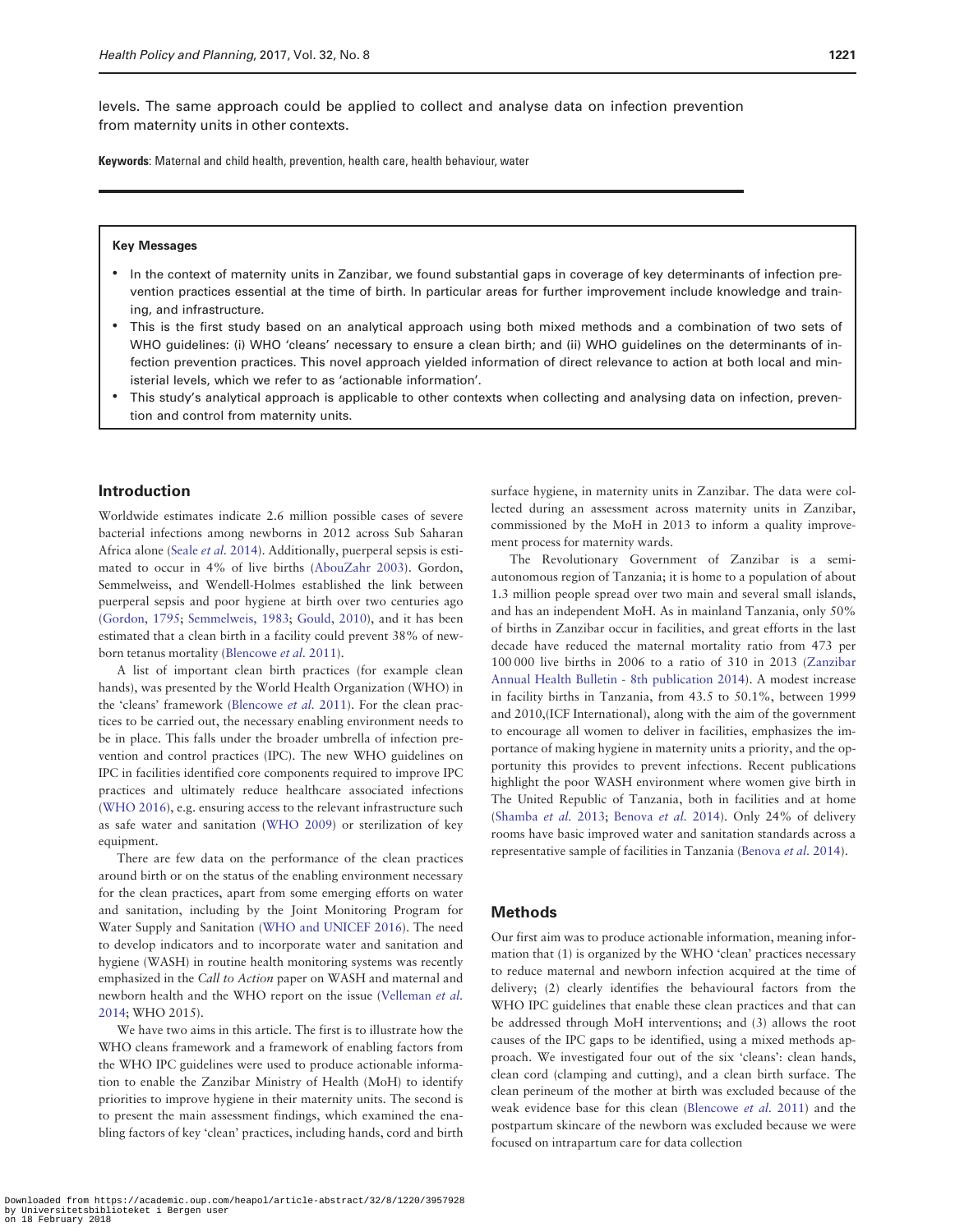levels. The same approach could be applied to collect and analyse data on infection prevention from maternity units in other contexts.

**Keywords**: Maternal and child health, prevention, health care, health behaviour, water

---

**Key Messages**

- In the context of maternity units in Zanzibar, we found substantial gaps in coverage of key determinants of infection prevention practices essential at the time of birth. In particular areas for further improvement include knowledge and training, and infrastructure.
- This is the first study based on an analytical approach using both mixed methods and a combination of two sets of WHO guidelines: (i) WHO 'cleans' necessary to ensure a clean birth; and (ii) WHO guidelines on the determinants of infection prevention practices. This novel approach yielded information of direct relevance to action at both local and ministerial levels, which we refer to as 'actionable information'.
- This study's analytical approach is applicable to other contexts when collecting and analysing data on infection, prevention and control from maternity units.

## Introduction

Worldwide estimates indicate 2.6 million possible cases of severe bacterial infections among newborns in 2012 across Sub Saharan Africa alone (Seale *et al.* 2014). Additionally, puerperal sepsis is estimated to occur in 4% of live births (AbouZahr 2003). Gordon, Semmelweiss, and Wendell-Holmes established the link between puerperal sepsis and poor hygiene at birth over two centuries ago (Gordon, 1795; Semmelweis, 1983; Gould, 2010), and it has been estimated that a clean birth in a facility could prevent 38% of newborn tetanus mortality (Blencowe *et al.* 2011).

A list of important clean birth practices (for example clean hands), was presented by the World Health Organization (WHO) in the 'cleans' framework (Blencowe *et al.* 2011). For the clean practices to be carried out, the necessary enabling environment needs to be in place. This falls under the broader umbrella of infection prevention and control practices (IPC). The new WHO guidelines on IPC in facilities identified core components required to improve IPC practices and ultimately reduce healthcare associated infections (WHO 2016), e.g. ensuring access to the relevant infrastructure such as safe water and sanitation (WHO 2009) or sterilization of key equipment.

There are few data on the performance of the clean practices around birth or on the status of the enabling environment necessary for the clean practices, apart from some emerging efforts on water and sanitation, including by the Joint Monitoring Program for Water Supply and Sanitation (WHO and UNICEF 2016). The need to develop indicators and to incorporate water and sanitation and hygiene (WASH) in routine health monitoring systems was recently emphasized in the *Call to Action* paper on WASH and maternal and newborn health and the WHO report on the issue (Velleman *et al.* 2014; WHO 2015).

We have two aims in this article. The first is to illustrate how the WHO cleans framework and a framework of enabling factors from the WHO IPC guidelines were used to produce actionable information to enable the Zanzibar Ministry of Health (MoH) to identify priorities to improve hygiene in their maternity units. The second is to present the main assessment findings, which examined the enabling factors of key 'clean' practices, including hands, cord and birth surface hygiene, in maternity units in Zanzibar. The data were collected during an assessment across maternity units in Zanzibar, commissioned by the MoH in 2013 to inform a quality improvement process for maternity wards.

The Revolutionary Government of Zanzibar is a semi-autonomous region of Tanzania; it is home to a population of about 1.3 million people spread over two main and several small islands, and has an independent MoH. As in mainland Tanzania, only 50% of births in Zanzibar occur in facilities, and great efforts in the last decade have reduced the maternal mortality ratio from 473 per 100 000 live births in 2006 to a ratio of 310 in 2013 (Zanzibar Annual Health Bulletin - 8th publication 2014). A modest increase in facility births in Tanzania, from 43.5 to 50.1%, between 1999 and 2010,(ICF International), along with the aim of the government to encourage all women to deliver in facilities, emphasizes the importance of making hygiene in maternity units a priority, and the opportunity this provides to prevent infections. Recent publications highlight the poor WASH environment where women give birth in The United Republic of Tanzania, both in facilities and at home (Shamba *et al.* 2013; Benova *et al.* 2014). Only 24% of delivery rooms have basic improved water and sanitation standards across a representative sample of facilities in Tanzania (Benova *et al.* 2014).

## Methods

Our first aim was to produce actionable information, meaning information that (1) is organized by the WHO 'clean' practices necessary to reduce maternal and newborn infection acquired at the time of delivery; (2) clearly identifies the behavioural factors from the WHO IPC guidelines that enable these clean practices and that can be addressed through MoH interventions; and (3) allows the root causes of the IPC gaps to be identified, using a mixed methods approach. We investigated four out of the six 'cleans': clean hands, clean cord (clamping and cutting), and a clean birth surface. The clean perineum of the mother at birth was excluded because of the weak evidence base for this clean (Blencowe *et al.* 2011) and the postpartum skincare of the newborn was excluded because we were focused on intrapartum care for data collection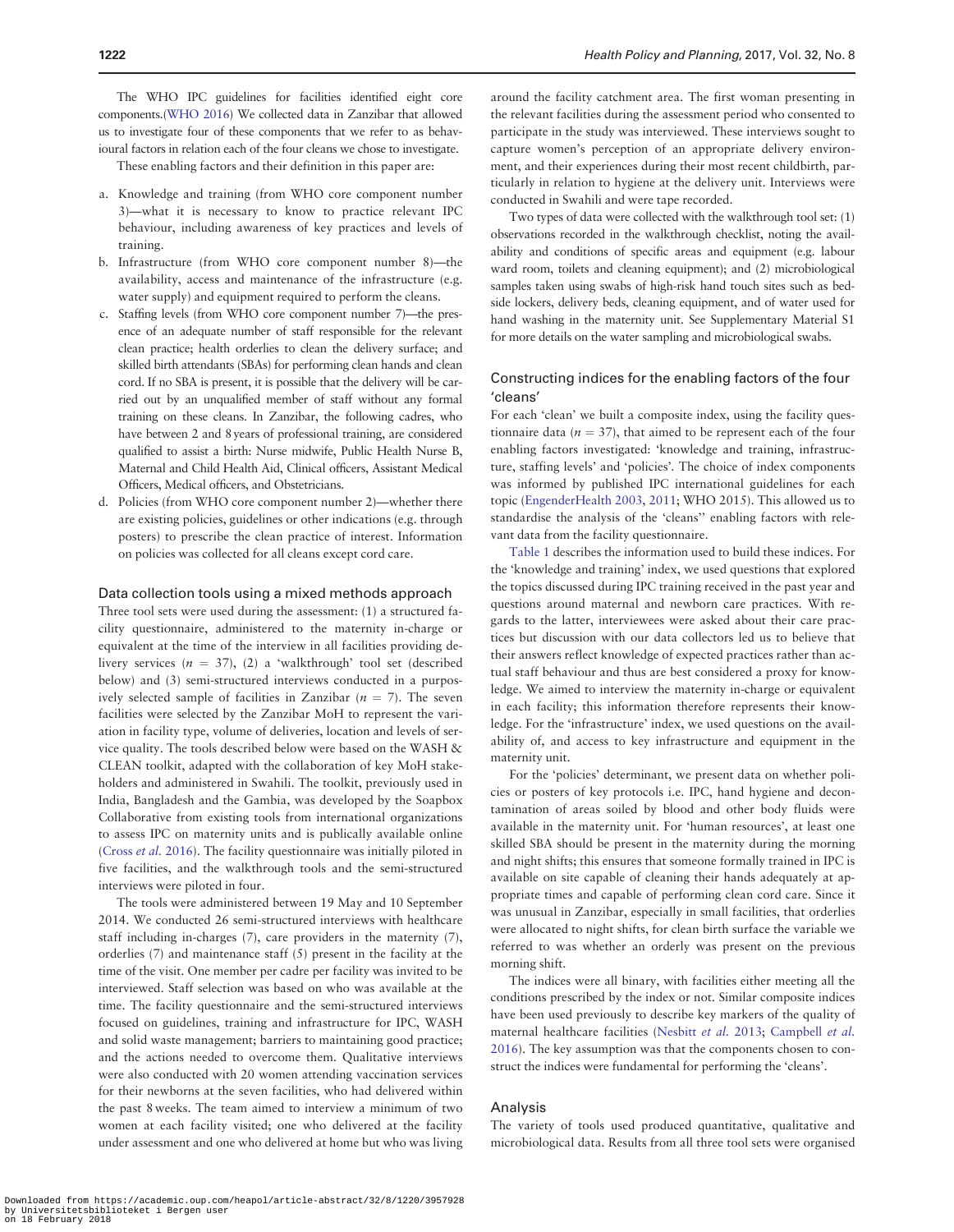The WHO IPC guidelines for facilities identified eight core components.(WHO 2016) We collected data in Zanzibar that allowed us to investigate four of these components that we refer to as behavioural factors in relation each of the four cleans we chose to investigate.

These enabling factors and their definition in this paper are:

a. Knowledge and training (from WHO core component number 3)—what it is necessary to know to practice relevant IPC behaviour, including awareness of key practices and levels of training.
b. Infrastructure (from WHO core component number 8)—the availability, access and maintenance of the infrastructure (e.g. water supply) and equipment required to perform the cleans.
c. Staffing levels (from WHO core component number 7)—the presence of an adequate number of staff responsible for the relevant clean practice; health orderlies to clean the delivery surface; and skilled birth attendants (SBAs) for performing clean hands and clean cord. If no SBA is present, it is possible that the delivery will be carried out by an unqualified member of staff without any formal training on these cleans. In Zanzibar, the following cadres, who have between 2 and 8 years of professional training, are considered qualified to assist a birth: Nurse midwife, Public Health Nurse B, Maternal and Child Health Aid, Clinical officers, Assistant Medical Officers, Medical officers, and Obstetricians.
d. Policies (from WHO core component number 2)—whether there are existing policies, guidelines or other indications (e.g. through posters) to prescribe the clean practice of interest. Information on policies was collected for all cleans except cord care.

### Data collection tools using a mixed methods approach

Three tool sets were used during the assessment: (1) a structured facility questionnaire, administered to the maternity in-charge or equivalent at the time of the interview in all facilities providing delivery services ($n = 37$), (2) a 'walkthrough' tool set (described below) and (3) semi-structured interviews conducted in a purposively selected sample of facilities in Zanzibar ($n = 7$). The seven facilities were selected by the Zanzibar MoH to represent the variation in facility type, volume of deliveries, location and levels of service quality. The tools described below were based on the WASH & CLEAN toolkit, adapted with the collaboration of key MoH stakeholders and administered in Swahili. The toolkit, previously used in India, Bangladesh and the Gambia, was developed by the Soapbox Collaborative from existing tools from international organizations to assess IPC on maternity units and is publically available online (Cross *et al.* 2016). The facility questionnaire was initially piloted in five facilities, and the walkthrough tools and the semi-structured interviews were piloted in four.

The tools were administered between 19 May and 10 September 2014. We conducted 26 semi-structured interviews with healthcare staff including in-charges (7), care providers in the maternity (7), orderlies (7) and maintenance staff (5) present in the facility at the time of the visit. One member per cadre per facility was invited to be interviewed. Staff selection was based on who was available at the time. The facility questionnaire and the semi-structured interviews focused on guidelines, training and infrastructure for IPC, WASH and solid waste management; barriers to maintaining good practice; and the actions needed to overcome them. Qualitative interviews were also conducted with 20 women attending vaccination services for their newborns at the seven facilities, who had delivered within the past 8 weeks. The team aimed to interview a minimum of two women at each facility visited; one who delivered at the facility under assessment and one who delivered at home but who was living around the facility catchment area. The first woman presenting in the relevant facilities during the assessment period who consented to participate in the study was interviewed. These interviews sought to capture women's perception of an appropriate delivery environment, and their experiences during their most recent childbirth, particularly in relation to hygiene at the delivery unit. Interviews were conducted in Swahili and were tape recorded.

Two types of data were collected with the walkthrough tool set: (1) observations recorded in the walkthrough checklist, noting the availability and conditions of specific areas and equipment (e.g. labour ward room, toilets and cleaning equipment); and (2) microbiological samples taken using swabs of high-risk hand touch sites such as bedside lockers, delivery beds, cleaning equipment, and of water used for hand washing in the maternity unit. See Supplementary Material S1 for more details on the water sampling and microbiological swabs.

### Constructing indices for the enabling factors of the four 'cleans'

For each 'clean' we built a composite index, using the facility questionnaire data ($n = 37$), that aimed to be represent each of the four enabling factors investigated: 'knowledge and training, infrastructure, staffing levels' and 'policies'. The choice of index components was informed by published IPC international guidelines for each topic (EngenderHealth 2003, 2011; WHO 2015). This allowed us to standardise the analysis of the 'cleans'' enabling factors with relevant data from the facility questionnaire.

Table 1 describes the information used to build these indices. For the 'knowledge and training' index, we used questions that explored the topics discussed during IPC training received in the past year and questions around maternal and newborn care practices. With regards to the latter, interviewees were asked about their care practices but discussion with our data collectors led us to believe that their answers reflect knowledge of expected practices rather than actual staff behaviour and thus are best considered a proxy for knowledge. We aimed to interview the maternity in-charge or equivalent in each facility; this information therefore represents their knowledge. For the 'infrastructure' index, we used questions on the availability of, and access to key infrastructure and equipment in the maternity unit.

For the 'policies' determinant, we present data on whether policies or posters of key protocols i.e. IPC, hand hygiene and decontamination of areas soiled by blood and other body fluids were available in the maternity unit. For 'human resources', at least one skilled SBA should be present in the maternity during the morning and night shifts; this ensures that someone formally trained in IPC is available on site capable of cleaning their hands adequately at appropriate times and capable of performing clean cord care. Since it was unusual in Zanzibar, especially in small facilities, that orderlies were allocated to night shifts, for clean birth surface the variable we referred to was whether an orderly was present on the previous morning shift.

The indices were all binary, with facilities either meeting all the conditions prescribed by the index or not. Similar composite indices have been used previously to describe key markers of the quality of maternal healthcare facilities (Nesbitt *et al.* 2013; Campbell *et al.* 2016). The key assumption was that the components chosen to construct the indices were fundamental for performing the 'cleans'.

### Analysis

The variety of tools used produced quantitative, qualitative and microbiological data. Results from all three tool sets were organised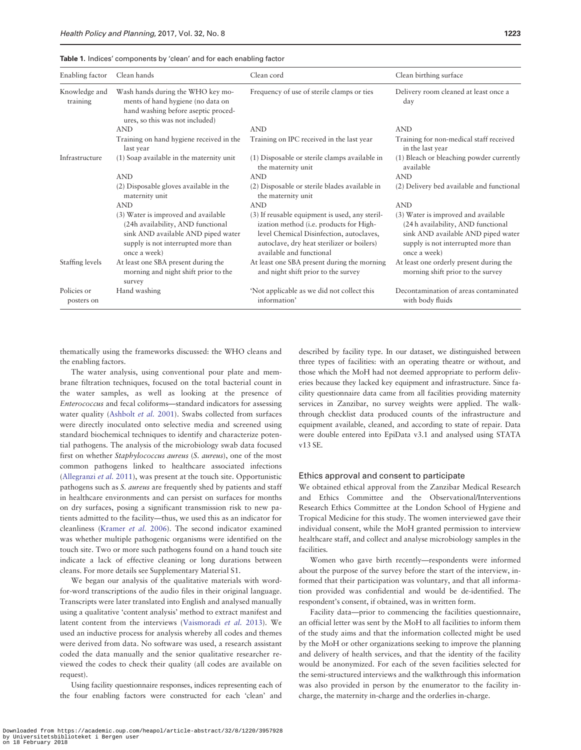**Table 1.** Indices' components by 'clean' and for each enabling factor

| Enabling factor | Clean hands | Clean cord | Clean birthing surface |
|---|---|---|---|
| Knowledge and training | Wash hands during the WHO key moments of hand hygiene (no data on hand washing before aseptic procedures, so this was not included) | Frequency of use of sterile clamps or ties | Delivery room cleaned at least once a day |
| | AND | AND | AND |
| | Training on hand hygiene received in the last year | Training on IPC received in the last year | Training for non-medical staff received in the last year |
| Infrastructure | (1) Soap available in the maternity unit | (1) Disposable or sterile clamps available in the maternity unit | (1) Bleach or bleaching powder currently available |
| | AND | AND | AND |
| | (2) Disposable gloves available in the maternity unit | (2) Disposable or sterile blades available in the maternity unit | (2) Delivery bed available and functional |
| | AND | AND | AND |
| | (3) Water is improved and available (24h availability, AND functional sink AND available AND piped water supply is not interrupted more than once a week) | (3) If reusable equipment is used, any sterilization method (i.e. products for High-level Chemical Disinfection, autoclaves, autoclave, dry heat sterilizer or boilers) available and functional | (3) Water is improved and available (24 h availability, AND functional sink AND available AND piped water supply is not interrupted more than once a week) |
| Staffing levels | At least one SBA present during the morning and night shift prior to the survey | At least one SBA present during the morning and night shift prior to the survey | At least one orderly present during the morning shift prior to the survey |
| Policies or posters on | Hand washing | 'Not applicable as we did not collect this information' | Decontamination of areas contaminated with body fluids |

thematically using the frameworks discussed: the WHO cleans and the enabling factors.

The water analysis, using conventional pour plate and membrane filtration techniques, focused on the total bacterial count in the water samples, as well as looking at the presence of *Enterococcus* and fecal coliforms—standard indicators for assessing water quality (Ashbolt *et al.* 2001). Swabs collected from surfaces were directly inoculated onto selective media and screened using standard biochemical techniques to identify and characterize potential pathogens. The analysis of the microbiology swab data focused first on whether *Staphylococcus aureus* (*S. aureus*), one of the most common pathogens linked to healthcare associated infections (Allegranzi *et al.* 2011), was present at the touch site. Opportunistic pathogens such as *S. aureus* are frequently shed by patients and staff in healthcare environments and can persist on surfaces for months on dry surfaces, posing a significant transmission risk to new patients admitted to the facility—thus, we used this as an indicator for cleanliness (Kramer *et al.* 2006). The second indicator examined was whether multiple pathogenic organisms were identified on the touch site. Two or more such pathogens found on a hand touch site indicate a lack of effective cleaning or long durations between cleans. For more details see Supplementary Material S1.

We began our analysis of the qualitative materials with word-for-word transcriptions of the audio files in their original language. Transcripts were later translated into English and analysed manually using a qualitative 'content analysis' method to extract manifest and latent content from the interviews (Vaismoradi *et al.* 2013). We used an inductive process for analysis whereby all codes and themes were derived from data. No software was used, a research assistant coded the data manually and the senior qualitative researcher reviewed the codes to check their quality (all codes are available on request).

Using facility questionnaire responses, indices representing each of the four enabling factors were constructed for each 'clean' and described by facility type. In our dataset, we distinguished between three types of facilities: with an operating theatre or without, and those which the MoH had not deemed appropriate to perform deliveries because they lacked key equipment and infrastructure. Since facility questionnaire data came from all facilities providing maternity services in Zanzibar, no survey weights were applied. The walk-through checklist data produced counts of the infrastructure and equipment available, cleaned, and according to state of repair. Data were double entered into EpiData v3.1 and analysed using STATA v13 SE.

### Ethics approval and consent to participate

We obtained ethical approval from the Zanzibar Medical Research and Ethics Committee and the Observational/Interventions Research Ethics Committee at the London School of Hygiene and Tropical Medicine for this study. The women interviewed gave their individual consent, while the MoH granted permission to interview healthcare staff, and collect and analyse microbiology samples in the facilities.

Women who gave birth recently—respondents were informed about the purpose of the survey before the start of the interview, informed that their participation was voluntary, and that all information provided was confidential and would be de-identified. The respondent's consent, if obtained, was in written form.

Facility data—prior to commencing the facilities questionnaire, an official letter was sent by the MoH to all facilities to inform them of the study aims and that the information collected might be used by the MoH or other organizations seeking to improve the planning and delivery of health services, and that the identity of the facility would be anonymized. For each of the seven facilities selected for the semi-structured interviews and the walkthrough this information was also provided in person by the enumerator to the facility in-charge, the maternity in-charge and the orderlies in-charge.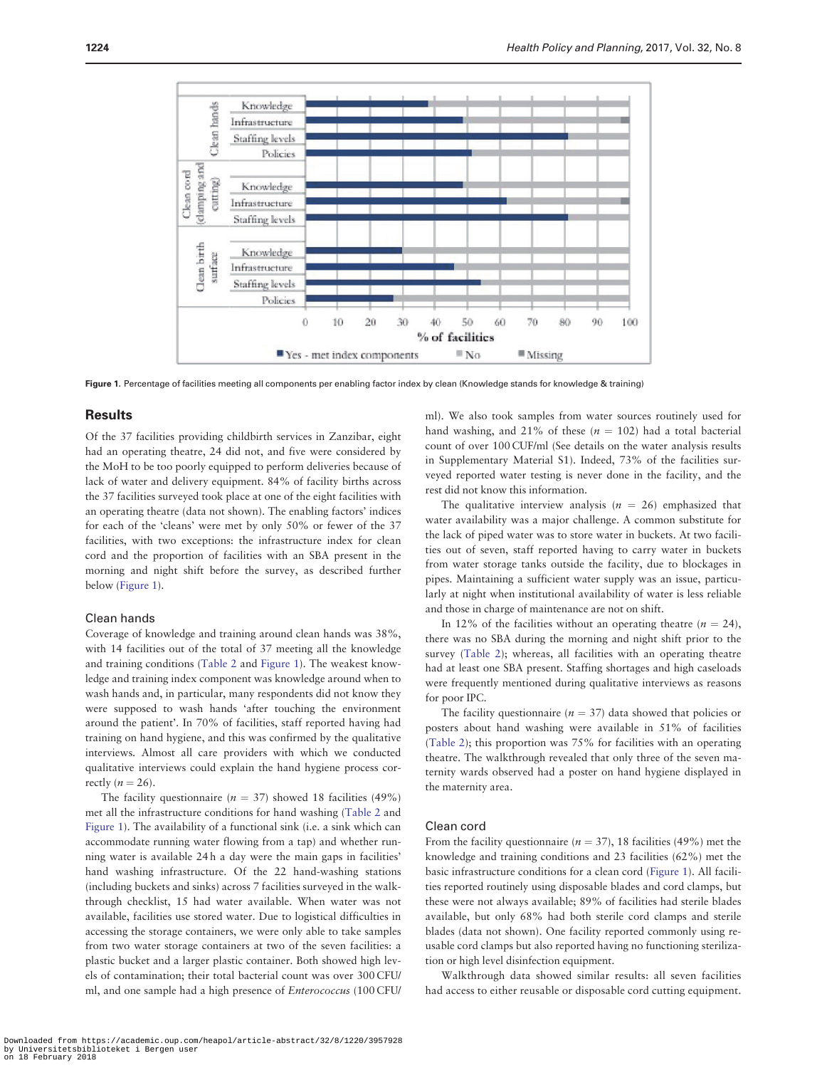Figure 1. Percentage of facilities meeting all components per enabling factor index by clean (Knowledge stands for knowledge & training)

## Results

Of the 37 facilities providing childbirth services in Zanzibar, eight had an operating theatre, 24 did not, and five were considered by the MoH to be too poorly equipped to perform deliveries because of lack of water and delivery equipment. 84% of facility births across the 37 facilities surveyed took place at one of the eight facilities with an operating theatre (data not shown). The enabling factors' indices for each of the 'cleans' were met by only 50% or fewer of the 37 facilities, with two exceptions: the infrastructure index for clean cord and the proportion of facilities with an SBA present in the morning and night shift before the survey, as described further below (Figure 1).

### Clean hands

Coverage of knowledge and training around clean hands was 38%, with 14 facilities out of the total of 37 meeting all the knowledge and training conditions (Table 2 and Figure 1). The weakest knowledge and training index component was knowledge around when to wash hands and, in particular, many respondents did not know they were supposed to wash hands 'after touching the environment around the patient'. In 70% of facilities, staff reported having had training on hand hygiene, and this was confirmed by the qualitative interviews. Almost all care providers with which we conducted qualitative interviews could explain the hand hygiene process correctly ($n = 26$).

The facility questionnaire ($n = 37$) showed 18 facilities (49%) met all the infrastructure conditions for hand washing (Table 2 and Figure 1). The availability of a functional sink (i.e. a sink which can accommodate running water flowing from a tap) and whether running water is available 24 h a day were the main gaps in facilities' hand washing infrastructure. Of the 22 hand-washing stations (including buckets and sinks) across 7 facilities surveyed in the walkthrough checklist, 15 had water available. When water was not available, facilities use stored water. Due to logistical difficulties in accessing the storage containers, we were only able to take samples from two water storage containers at two of the seven facilities: a plastic bucket and a larger plastic container. Both showed high levels of contamination; their total bacterial count was over 300 CFU/ml, and one sample had a high presence of *Enterococcus* (100 CFU/ml). We also took samples from water sources routinely used for hand washing, and 21% of these ($n = 102$) had a total bacterial count of over 100 CUF/ml (See details on the water analysis results in Supplementary Material S1). Indeed, 73% of the facilities surveyed reported water testing is never done in the facility, and the rest did not know this information.

The qualitative interview analysis ($n = 26$) emphasized that water availability was a major challenge. A common substitute for the lack of piped water was to store water in buckets. At two facilities out of seven, staff reported having to carry water in buckets from water storage tanks outside the facility, due to blockages in pipes. Maintaining a sufficient water supply was an issue, particularly at night when institutional availability of water is less reliable and those in charge of maintenance are not on shift.

In 12% of the facilities without an operating theatre ($n = 24$), there was no SBA during the morning and night shift prior to the survey (Table 2); whereas, all facilities with an operating theatre had at least one SBA present. Staffing shortages and high caseloads were frequently mentioned during qualitative interviews as reasons for poor IPC.

The facility questionnaire ($n = 37$) data showed that policies or posters about hand washing were available in 51% of facilities (Table 2); this proportion was 75% for facilities with an operating theatre. The walkthrough revealed that only three of the seven maternity wards observed had a poster on hand hygiene displayed in the maternity area.

### Clean cord

From the facility questionnaire ($n = 37$), 18 facilities (49%) met the knowledge and training conditions and 23 facilities (62%) met the basic infrastructure conditions for a clean cord (Figure 1). All facilities reported routinely using disposable blades and cord clamps, but these were not always available; 89% of facilities had sterile blades available, but only 68% had both sterile cord clamps and sterile blades (data not shown). One facility reported commonly using reusable cord clamps but also reported having no functioning sterilization or high level disinfection equipment.

Walkthrough data showed similar results: all seven facilities had access to either reusable or disposable cord cutting equipment.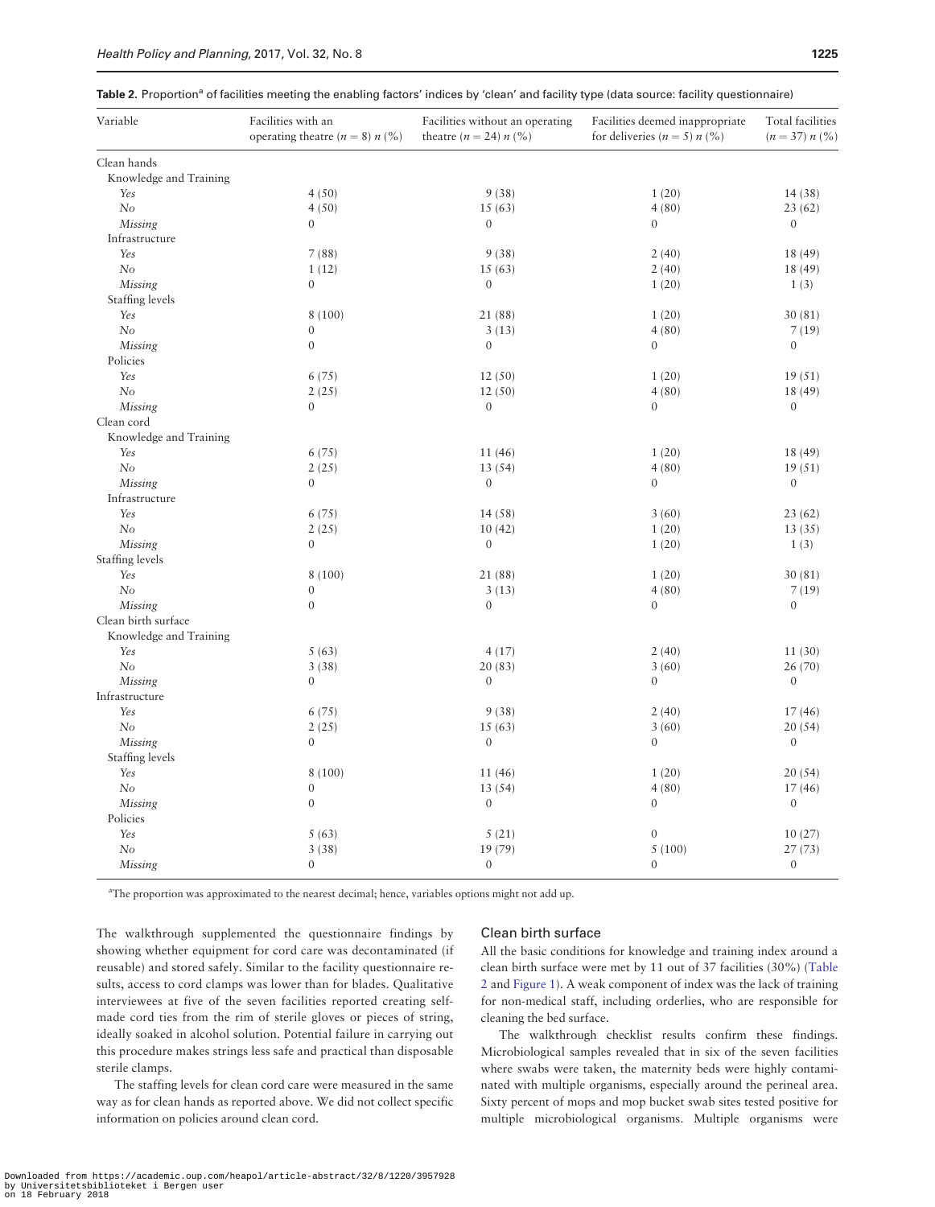**Table 2.** Proportion[a] of facilities meeting the enabling factors' indices by 'clean' and facility type (data source: facility questionnaire)

| Variable | Facilities with an operating theatre ($n = 8$) $n$ (%) | Facilities without an operating theatre ($n = 24$) $n$ (%) | Facilities deemed inappropriate for deliveries ($n = 5$) $n$ (%) | Total facilities ($n = 37$) $n$ (%) |
|---|---|---|---|---|
| Clean hands | | | | |
| Knowledge and Training | | | | |
| *Yes* | 4 (50) | 9 (38) | 1 (20) | 14 (38) |
| *No* | 4 (50) | 15 (63) | 4 (80) | 23 (62) |
| *Missing* | 0 | 0 | 0 | 0 |
| Infrastructure | | | | |
| *Yes* | 7 (88) | 9 (38) | 2 (40) | 18 (49) |
| *No* | 1 (12) | 15 (63) | 2 (40) | 18 (49) |
| *Missing* | 0 | 0 | 1 (20) | 1 (3) |
| Staffing levels | | | | |
| *Yes* | 8 (100) | 21 (88) | 1 (20) | 30 (81) |
| *No* | 0 | 3 (13) | 4 (80) | 7 (19) |
| *Missing* | 0 | 0 | 0 | 0 |
| Policies | | | | |
| *Yes* | 6 (75) | 12 (50) | 1 (20) | 19 (51) |
| *No* | 2 (25) | 12 (50) | 4 (80) | 18 (49) |
| *Missing* | 0 | 0 | 0 | 0 |
| Clean cord | | | | |
| Knowledge and Training | | | | |
| *Yes* | 6 (75) | 11 (46) | 1 (20) | 18 (49) |
| *No* | 2 (25) | 13 (54) | 4 (80) | 19 (51) |
| *Missing* | 0 | 0 | 0 | 0 |
| Infrastructure | | | | |
| *Yes* | 6 (75) | 14 (58) | 3 (60) | 23 (62) |
| *No* | 2 (25) | 10 (42) | 1 (20) | 13 (35) |
| *Missing* | 0 | 0 | 1 (20) | 1 (3) |
| Staffing levels | | | | |
| *Yes* | 8 (100) | 21 (88) | 1 (20) | 30 (81) |
| *No* | 0 | 3 (13) | 4 (80) | 7 (19) |
| *Missing* | 0 | 0 | 0 | 0 |
| Clean birth surface | | | | |
| Knowledge and Training | | | | |
| *Yes* | 5 (63) | 4 (17) | 2 (40) | 11 (30) |
| *No* | 3 (38) | 20 (83) | 3 (60) | 26 (70) |
| *Missing* | 0 | 0 | 0 | 0 |
| Infrastructure | | | | |
| *Yes* | 6 (75) | 9 (38) | 2 (40) | 17 (46) |
| *No* | 2 (25) | 15 (63) | 3 (60) | 20 (54) |
| *Missing* | 0 | 0 | 0 | 0 |
| Staffing levels | | | | |
| *Yes* | 8 (100) | 11 (46) | 1 (20) | 20 (54) |
| *No* | 0 | 13 (54) | 4 (80) | 17 (46) |
| *Missing* | 0 | 0 | 0 | 0 |
| Policies | | | | |
| *Yes* | 5 (63) | 5 (21) | 0 | 10 (27) |
| *No* | 3 (38) | 19 (79) | 5 (100) | 27 (73) |
| *Missing* | 0 | 0 | 0 | 0 |

[a]The proportion was approximated to the nearest decimal; hence, variables options might not add up.

The walkthrough supplemented the questionnaire findings by showing whether equipment for cord care was decontaminated (if reusable) and stored safely. Similar to the facility questionnaire results, access to cord clamps was lower than for blades. Qualitative interviewees at five of the seven facilities reported creating self-made cord ties from the rim of sterile gloves or pieces of string, ideally soaked in alcohol solution. Potential failure in carrying out this procedure makes strings less safe and practical than disposable sterile clamps.

The staffing levels for clean cord care were measured in the same way as for clean hands as reported above. We did not collect specific information on policies around clean cord.

### Clean birth surface

All the basic conditions for knowledge and training index around a clean birth surface were met by 11 out of 37 facilities (30%) (Table 2 and Figure 1). A weak component of index was the lack of training for non-medical staff, including orderlies, who are responsible for cleaning the bed surface.

The walkthrough checklist results confirm these findings. Microbiological samples revealed that in six of the seven facilities where swabs were taken, the maternity beds were highly contaminated with multiple organisms, especially around the perineal area. Sixty percent of mops and mop bucket swab sites tested positive for multiple microbiological organisms. Multiple organisms were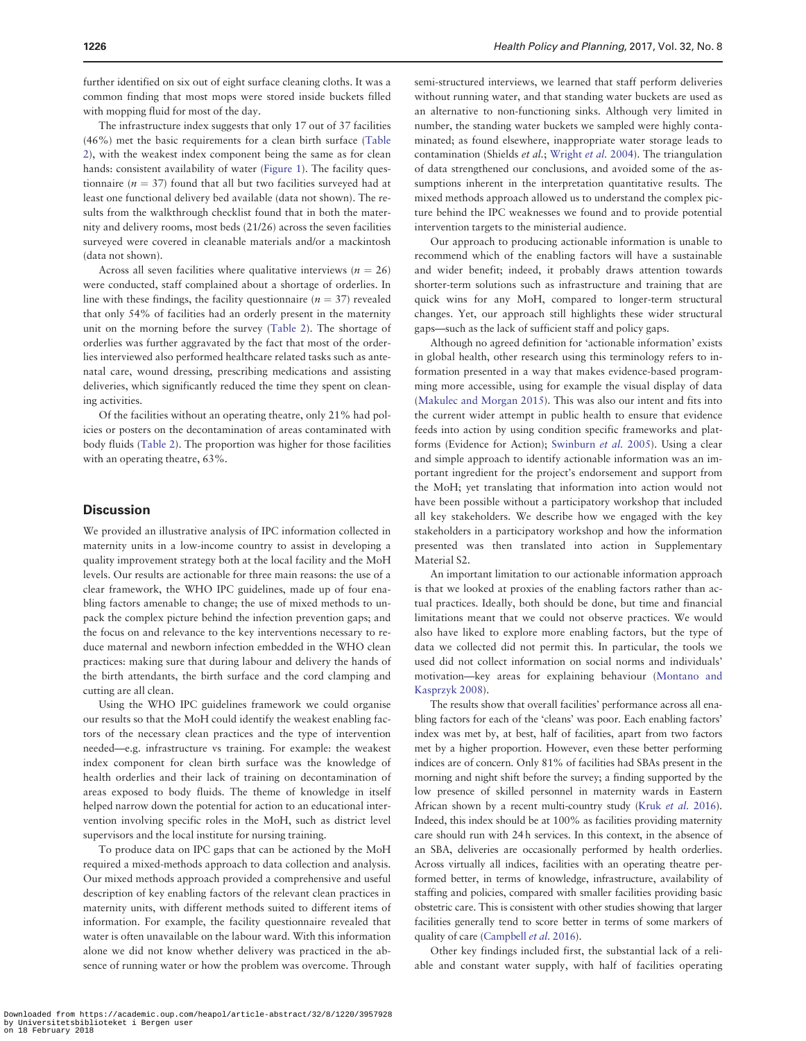further identified on six out of eight surface cleaning cloths. It was a common finding that most mops were stored inside buckets filled with mopping fluid for most of the day.

The infrastructure index suggests that only 17 out of 37 facilities (46%) met the basic requirements for a clean birth surface (Table 2), with the weakest index component being the same as for clean hands: consistent availability of water (Figure 1). The facility questionnaire ($n = 37$) found that all but two facilities surveyed had at least one functional delivery bed available (data not shown). The results from the walkthrough checklist found that in both the maternity and delivery rooms, most beds (21/26) across the seven facilities surveyed were covered in cleanable materials and/or a mackintosh (data not shown).

Across all seven facilities where qualitative interviews ($n = 26$) were conducted, staff complained about a shortage of orderlies. In line with these findings, the facility questionnaire ($n = 37$) revealed that only 54% of facilities had an orderly present in the maternity unit on the morning before the survey (Table 2). The shortage of orderlies was further aggravated by the fact that most of the orderlies interviewed also performed healthcare related tasks such as antenatal care, wound dressing, prescribing medications and assisting deliveries, which significantly reduced the time they spent on cleaning activities.

Of the facilities without an operating theatre, only 21% had policies or posters on the decontamination of areas contaminated with body fluids (Table 2). The proportion was higher for those facilities with an operating theatre, 63%.

## Discussion

We provided an illustrative analysis of IPC information collected in maternity units in a low-income country to assist in developing a quality improvement strategy both at the local facility and the MoH levels. Our results are actionable for three main reasons: the use of a clear framework, the WHO IPC guidelines, made up of four enabling factors amenable to change; the use of mixed methods to unpack the complex picture behind the infection prevention gaps; and the focus on and relevance to the key interventions necessary to reduce maternal and newborn infection embedded in the WHO clean practices: making sure that during labour and delivery the hands of the birth attendants, the birth surface and the cord clamping and cutting are all clean.

Using the WHO IPC guidelines framework we could organise our results so that the MoH could identify the weakest enabling factors of the necessary clean practices and the type of intervention needed—e.g. infrastructure vs training. For example: the weakest index component for clean birth surface was the knowledge of health orderlies and their lack of training on decontamination of areas exposed to body fluids. The theme of knowledge in itself helped narrow down the potential for action to an educational intervention involving specific roles in the MoH, such as district level supervisors and the local institute for nursing training.

To produce data on IPC gaps that can be actioned by the MoH required a mixed-methods approach to data collection and analysis. Our mixed methods approach provided a comprehensive and useful description of key enabling factors of the relevant clean practices in maternity units, with different methods suited to different items of information. For example, the facility questionnaire revealed that water is often unavailable on the labour ward. With this information alone we did not know whether delivery was practiced in the absence of running water or how the problem was overcome. Through semi-structured interviews, we learned that staff perform deliveries without running water, and that standing water buckets are used as an alternative to non-functioning sinks. Although very limited in number, the standing water buckets we sampled were highly contaminated; as found elsewhere, inappropriate water storage leads to contamination (Shields *et al.*; Wright *et al.* 2004). The triangulation of data strengthened our conclusions, and avoided some of the assumptions inherent in the interpretation quantitative results. The mixed methods approach allowed us to understand the complex picture behind the IPC weaknesses we found and to provide potential intervention targets to the ministerial audience.

Our approach to producing actionable information is unable to recommend which of the enabling factors will have a sustainable and wider benefit; indeed, it probably draws attention towards shorter-term solutions such as infrastructure and training that are quick wins for any MoH, compared to longer-term structural changes. Yet, our approach still highlights these wider structural gaps—such as the lack of sufficient staff and policy gaps.

Although no agreed definition for 'actionable information' exists in global health, other research using this terminology refers to information presented in a way that makes evidence-based programming more accessible, using for example the visual display of data (Makulec and Morgan 2015). This was also our intent and fits into the current wider attempt in public health to ensure that evidence feeds into action by using condition specific frameworks and platforms (Evidence for Action); Swinburn *et al.* 2005). Using a clear and simple approach to identify actionable information was an important ingredient for the project's endorsement and support from the MoH; yet translating that information into action would not have been possible without a participatory workshop that included all key stakeholders. We describe how we engaged with the key stakeholders in a participatory workshop and how the information presented was then translated into action in Supplementary Material S2.

An important limitation to our actionable information approach is that we looked at proxies of the enabling factors rather than actual practices. Ideally, both should be done, but time and financial limitations meant that we could not observe practices. We would also have liked to explore more enabling factors, but the type of data we collected did not permit this. In particular, the tools we used did not collect information on social norms and individuals' motivation—key areas for explaining behaviour (Montano and Kasprzyk 2008).

The results show that overall facilities' performance across all enabling factors for each of the 'cleans' was poor. Each enabling factors' index was met by, at best, half of facilities, apart from two factors met by a higher proportion. However, even these better performing indices are of concern. Only 81% of facilities had SBAs present in the morning and night shift before the survey; a finding supported by the low presence of skilled personnel in maternity wards in Eastern African shown by a recent multi-country study (Kruk *et al.* 2016). Indeed, this index should be at 100% as facilities providing maternity care should run with 24 h services. In this context, in the absence of an SBA, deliveries are occasionally performed by health orderlies. Across virtually all indices, facilities with an operating theatre performed better, in terms of knowledge, infrastructure, availability of staffing and policies, compared with smaller facilities providing basic obstetric care. This is consistent with other studies showing that larger facilities generally tend to score better in terms of some markers of quality of care (Campbell *et al.* 2016).

Other key findings included first, the substantial lack of a reliable and constant water supply, with half of facilities operating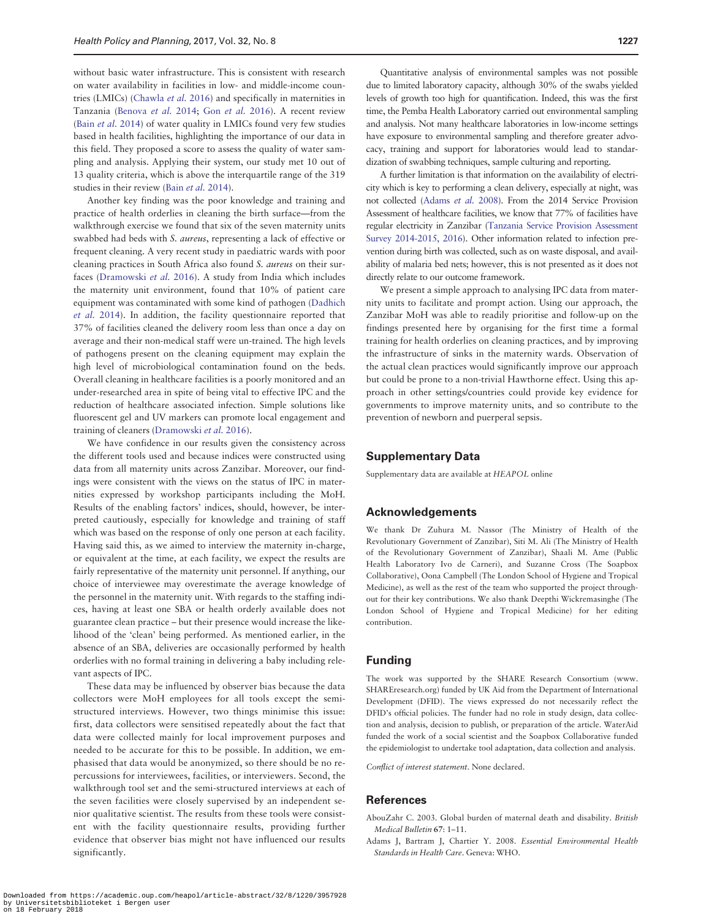without basic water infrastructure. This is consistent with research on water availability in facilities in low- and middle-income countries (LMICs) (Chawla *et al.* 2016) and specifically in maternities in Tanzania (Benova *et al.* 2014; Gon *et al.* 2016). A recent review (Bain *et al.* 2014) of water quality in LMICs found very few studies based in health facilities, highlighting the importance of our data in this field. They proposed a score to assess the quality of water sampling and analysis. Applying their system, our study met 10 out of 13 quality criteria, which is above the interquartile range of the 319 studies in their review (Bain *et al.* 2014).

Another key finding was the poor knowledge and training and practice of health orderlies in cleaning the birth surface—from the walkthrough exercise we found that six of the seven maternity units swabbed had beds with *S. aureus*, representing a lack of effective or frequent cleaning. A very recent study in paediatric wards with poor cleaning practices in South Africa also found *S. aureus* on their surfaces (Dramowski *et al.* 2016). A study from India which includes the maternity unit environment, found that 10% of patient care equipment was contaminated with some kind of pathogen (Dadhich *et al.* 2014). In addition, the facility questionnaire reported that 37% of facilities cleaned the delivery room less than once a day on average and their non-medical staff were un-trained. The high levels of pathogens present on the cleaning equipment may explain the high level of microbiological contamination found on the beds. Overall cleaning in healthcare facilities is a poorly monitored and an under-researched area in spite of being vital to effective IPC and the reduction of healthcare associated infection. Simple solutions like fluorescent gel and UV markers can promote local engagement and training of cleaners (Dramowski *et al.* 2016).

We have confidence in our results given the consistency across the different tools used and because indices were constructed using data from all maternity units across Zanzibar. Moreover, our findings were consistent with the views on the status of IPC in maternities expressed by workshop participants including the MoH. Results of the enabling factors' indices, should, however, be interpreted cautiously, especially for knowledge and training of staff which was based on the response of only one person at each facility. Having said this, as we aimed to interview the maternity in-charge, or equivalent at the time, at each facility, we expect the results are fairly representative of the maternity unit personnel. If anything, our choice of interviewee may overestimate the average knowledge of the personnel in the maternity unit. With regards to the staffing indices, having at least one SBA or health orderly available does not guarantee clean practice – but their presence would increase the likelihood of the 'clean' being performed. As mentioned earlier, in the absence of an SBA, deliveries are occasionally performed by health orderlies with no formal training in delivering a baby including relevant aspects of IPC.

These data may be influenced by observer bias because the data collectors were MoH employees for all tools except the semi-structured interviews. However, two things minimise this issue: first, data collectors were sensitised repeatedly about the fact that data were collected mainly for local improvement purposes and needed to be accurate for this to be possible. In addition, we emphasised that data would be anonymized, so there should be no repercussions for interviewees, facilities, or interviewers. Second, the walkthrough tool set and the semi-structured interviews at each of the seven facilities were closely supervised by an independent senior qualitative scientist. The results from these tools were consistent with the facility questionnaire results, providing further evidence that observer bias might not have influenced our results significantly.

Quantitative analysis of environmental samples was not possible due to limited laboratory capacity, although 30% of the swabs yielded levels of growth too high for quantification. Indeed, this was the first time, the Pemba Health Laboratory carried out environmental sampling and analysis. Not many healthcare laboratories in low-income settings have exposure to environmental sampling and therefore greater advocacy, training and support for laboratories would lead to standardization of swabbing techniques, sample culturing and reporting.

A further limitation is that information on the availability of electricity which is key to performing a clean delivery, especially at night, was not collected (Adams *et al.* 2008). From the 2014 Service Provision Assessment of healthcare facilities, we know that 77% of facilities have regular electricity in Zanzibar (Tanzania Service Provision Assessment Survey 2014-2015, 2016). Other information related to infection prevention during birth was collected, such as on waste disposal, and availability of malaria bed nets; however, this is not presented as it does not directly relate to our outcome framework.

We present a simple approach to analysing IPC data from maternity units to facilitate and prompt action. Using our approach, the Zanzibar MoH was able to readily prioritise and follow-up on the findings presented here by organising for the first time a formal training for health orderlies on cleaning practices, and by improving the infrastructure of sinks in the maternity wards. Observation of the actual clean practices would significantly improve our approach but could be prone to a non-trivial Hawthorne effect. Using this approach in other settings/countries could provide key evidence for governments to improve maternity units, and so contribute to the prevention of newborn and puerperal sepsis.

## Supplementary Data

Supplementary data are available at *HEAPOL* online

## Acknowledgements

We thank Dr Zuhura M. Nassor (The Ministry of Health of the Revolutionary Government of Zanzibar), Siti M. Ali (The Ministry of Health of the Revolutionary Government of Zanzibar), Shaali M. Ame (Public Health Laboratory Ivo de Carneri), and Suzanne Cross (The Soapbox Collaborative), Oona Campbell (The London School of Hygiene and Tropical Medicine), as well as the rest of the team who supported the project throughout for their key contributions. We also thank Deepthi Wickremasinghe (The London School of Hygiene and Tropical Medicine) for her editing contribution.

## Funding

The work was supported by the SHARE Research Consortium (www.SHAREresearch.org) funded by UK Aid from the Department of International Development (DFID). The views expressed do not necessarily reflect the DFID's official policies. The funder had no role in study design, data collection and analysis, decision to publish, or preparation of the article. WaterAid funded the work of a social scientist and the Soapbox Collaborative funded the epidemiologist to undertake tool adaptation, data collection and analysis.

*Conflict of interest statement*. None declared.

## References

AbouZahr C. 2003. Global burden of maternal death and disability. *British Medical Bulletin* 67: 1–11.

Adams J, Bartram J, Chartier Y. 2008. *Essential Environmental Health Standards in Health Care*. Geneva: WHO.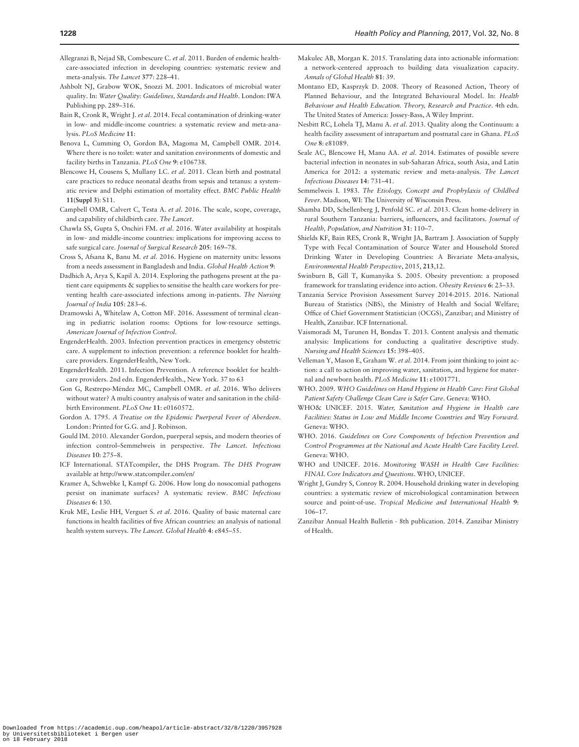Allegranzi B, Nejad SB, Combescure C. *et al*. 2011. Burden of endemic health-care-associated infection in developing countries: systematic review and meta-analysis. *The Lancet* **377**: 228–41.

Ashbolt NJ, Grabow WOK, Snozzi M. 2001. Indicators of microbial water quality. In: *Water Quality: Guidelines, Standards and Health*. London: IWA Publishing pp. 289–316.

Bain R, Cronk R, Wright J. *et al*. 2014. Fecal contamination of drinking-water in low- and middle-income countries: a systematic review and meta-analysis. *PLoS Medicine* **11**:

Benova L, Cumming O, Gordon BA, Magoma M, Campbell OMR. 2014. Where there is no toilet: water and sanitation environments of domestic and facility births in Tanzania. *PLoS One* **9**: e106738.

Blencowe H, Cousens S, Mullany LC. *et al*. 2011. Clean birth and postnatal care practices to reduce neonatal deaths from sepsis and tetanus: a systematic review and Delphi estimation of mortality effect. *BMC Public Health* **11(Suppl 3)**: S11.

Campbell OMR, Calvert C, Testa A. *et al*. 2016. The scale, scope, coverage, and capability of childbirth care. *The Lancet*.

Chawla SS, Gupta S, Onchiri FM. *et al*. 2016. Water availability at hospitals in low- and middle-income countries: implications for improving access to safe surgical care. *Journal of Surgical Research* **205**: 169–78.

Cross S, Afsana K, Banu M. *et al*. 2016. Hygiene on maternity units: lessons from a needs assessment in Bangladesh and India. *Global Health Action* **9**:

Dadhich A, Arya S, Kapil A. 2014. Exploring the pathogens present at the patient care equipments & supplies to sensitise the health care workers for preventing health care-associated infections among in-patients. *The Nursing Journal of India* **105**: 283–6.

Dramowski A, Whitelaw A, Cotton MF. 2016. Assessment of terminal cleaning in pediatric isolation rooms: Options for low-resource settings. *American Journal of Infection Control*.

EngenderHealth. 2003. Infection prevention practices in emergency obstetric care. A supplement to infection prevention: a reference booklet for health-care providers. EngenderHealth, New York.

EngenderHealth. 2011. Infection Prevention. A reference booklet for health-care providers. 2nd edn. EngenderHealth., New York. 37 to 63

Gon G, Restrepo-Méndez MC, Campbell OMR. *et al*. 2016. Who delivers without water? A multi country analysis of water and sanitation in the childbirth Environment. *PLoS One* **11**: e0160572.

Gordon A. 1795. *A Treatise on the Epidemic Puerperal Fever of Aberdeen*. London : Printed for G.G. and J. Robinson.

Gould IM. 2010. Alexander Gordon, puerperal sepsis, and modern theories of infection control–Semmelweis in perspective. *The Lancet. Infectious Diseases* **10**: 275–8.

ICF International. STATcompiler, the DHS Program. *The DHS Program* available at http://www.statcompiler.com/en/

Kramer A, Schwebke I, Kampf G. 2006. How long do nosocomial pathogens persist on inanimate surfaces? A systematic review. *BMC Infectious Diseases* **6**: 130.

Kruk ME, Leslie HH, Verguet S. *et al*. 2016. Quality of basic maternal care functions in health facilities of five African countries: an analysis of national health system surveys. *The Lancet. Global Health* **4**: e845–55.

Makulec AB, Morgan K. 2015. Translating data into actionable information: a network-centered approach to building data visualization capacity. *Annals of Global Health* **81**: 39.

Montano ED, Kasprzyk D. 2008. Theory of Reasoned Action, Theory of Planned Behaviour, and the Integrated Behavioural Model. In: *Health Behaviour and Health Education. Theory, Research and Practice*. 4th edn. The United States of America: Jossey-Bass, A Wiley Imprint.

Nesbitt RC, Lohela TJ, Manu A. *et al*. 2013. Quality along the Continuum: a health facility assessment of intrapartum and postnatal care in Ghana. *PLoS One* **8**: e81089.

Seale AC, Blencowe H, Manu AA. *et al*. 2014. Estimates of possible severe bacterial infection in neonates in sub-Saharan Africa, south Asia, and Latin America for 2012: a systematic review and meta-analysis. *The Lancet Infectious Diseases* **14**: 731–41.

Semmelweis I. 1983. *The Etiology, Concept and Prophylaxis of Childbed Fever*. Madison, WI: The University of Wisconsin Press.

Shamba DD, Schellenberg J, Penfold SC. *et al*. 2013. Clean home-delivery in rural Southern Tanzania: barriers, influencers, and facilitators. *Journal of Health, Population, and Nutrition* **31**: 110–7.

Shields KF, Bain RES, Cronk R, Wright JA, Bartram J. Association of Supply Type with Fecal Contamination of Source Water and Household Stored Drinking Water in Developing Countries: A Bivariate Meta-analysis, *Environmental Health Perspective*, 2015, **213**,12.

Swinburn B, Gill T, Kumanyika S. 2005. Obesity prevention: a proposed framework for translating evidence into action. *Obesity Reviews* **6**: 23–33.

Tanzania Service Provision Assessment Survey 2014-2015. 2016. National Bureau of Statistics (NBS), the Ministry of Health and Social Welfare; Office of Chief Government Statistician (OCGS), Zanzibar; and Ministry of Health, Zanzibar. ICF International.

Vaismoradi M, Turunen H, Bondas T. 2013. Content analysis and thematic analysis: Implications for conducting a qualitative descriptive study. *Nursing and Health Sciences* **15**: 398–405.

Velleman Y, Mason E, Graham W. *et al*. 2014. From joint thinking to joint action: a call to action on improving water, sanitation, and hygiene for maternal and newborn health. *PLoS Medicine* **11**: e1001771.

WHO. 2009. *WHO Guidelines on Hand Hygiene in Health Care: First Global Patient Safety Challenge Clean Care is Safer Care*. Geneva: WHO.

WHO& UNICEF. 2015. *Water, Sanitation and Hygiene in Health care Facilities: Status in Low and Middle Income Countries and Way Forward*. Geneva: WHO.

WHO. 2016. *Guidelines on Core Components of Infection Prevention and Control Programmes at the National and Acute Health Care Facility Level*. Geneva: WHO.

WHO and UNICEF. 2016. *Monitoring WASH in Health Care Facilities: FINAL Core Indicators and Questions*. WHO, UNICEF.

Wright J, Gundry S, Conroy R. 2004. Household drinking water in developing countries: a systematic review of microbiological contamination between source and point-of-use. *Tropical Medicine and International Health* **9**: 106–17.

Zanzibar Annual Health Bulletin - 8th publication. 2014. Zanzibar Ministry of Health.